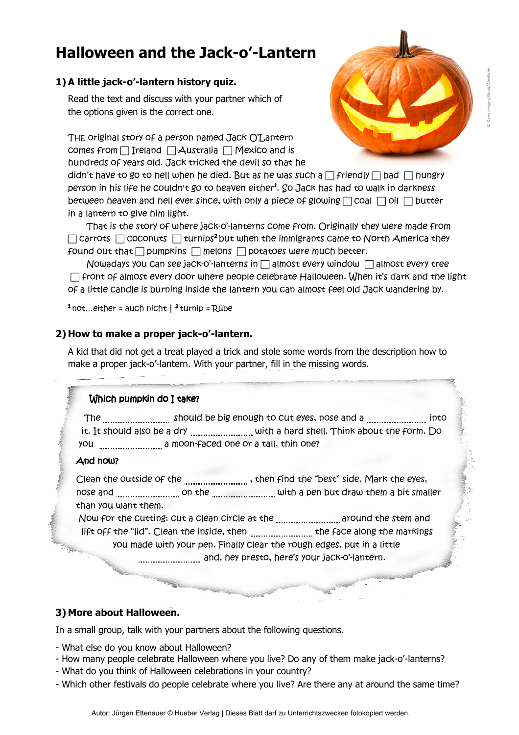# Halloween and the Jack-o'-Lantern

## 1) A little jack-o'-lantern history quiz.

Read the text and discuss with your partner which of the options given is the correct one.

The original story of a person named Jack O'Lantern comes from ☐ Ireland ☐ Australia ☐ Mexico and is hundreds of years old. Jack tricked the devil so that he didn't have to go to hell when he died. But as he was such a ☐ friendly ☐ bad ☐ hungry person in his life he couldn't go to heaven either[1]. So Jack has had to walk in darkness between heaven and hell ever since, with only a piece of glowing ☐ coal ☐ oil ☐ butter in a lantern to give him light.

That is the story of where jack-o'-lanterns come from. Originally they were made from ☐ carrots ☐ coconuts ☐ turnips[2] but when the immigrants came to North America they found out that ☐ pumpkins ☐ melons ☐ potatoes were much better.

Nowadays you can see jack-o'-lanterns in ☐ almost every window ☐ almost every tree ☐ front of almost every door where people celebrate Halloween. When it's dark and the light of a little candle is burning inside the lantern you can almost feel old Jack wandering by.

[1] not…either = auch nicht | [2] turnip = Rübe

## 2) How to make a proper jack-o'-lantern.

A kid that did not get a treat played a trick and stole some words from the description how to make a proper jack-o'-lantern. With your partner, fill in the missing words.

**Which pumpkin do I take?**

The .......................... should be big enough to cut eyes, nose and a .......................... into it. It should also be a dry .......................... with a hard shell. Think about the form. Do you .......................... a moon-faced one or a tall, thin one?

**And now?**

Clean the outside of the .........................., then find the "best" side. Mark the eyes, nose and .......................... on the .......................... with a pen but draw them a bit smaller than you want them.

Now for the cutting: cut a clean circle at the .......................... around the stem and lift off the "lid". Clean the inside, then .......................... the face along the markings you made with your pen. Finally clear the rough edges, put in a little .......................... and, hey presto, here's your jack-o'-lantern.

## 3) More about Halloween.

In a small group, talk with your partners about the following questions.

- What else do you know about Halloween?
- How many people celebrate Halloween where you live? Do any of them make jack-o'-lanterns?
- What do you think of Halloween celebrations in your country?
- Which other festivals do people celebrate where you live? Are there any at around the same time?

Autor: Jürgen Ettenauer © Hueber Verlag | Dieses Blatt darf zu Unterrichtszwecken fotokopiert werden.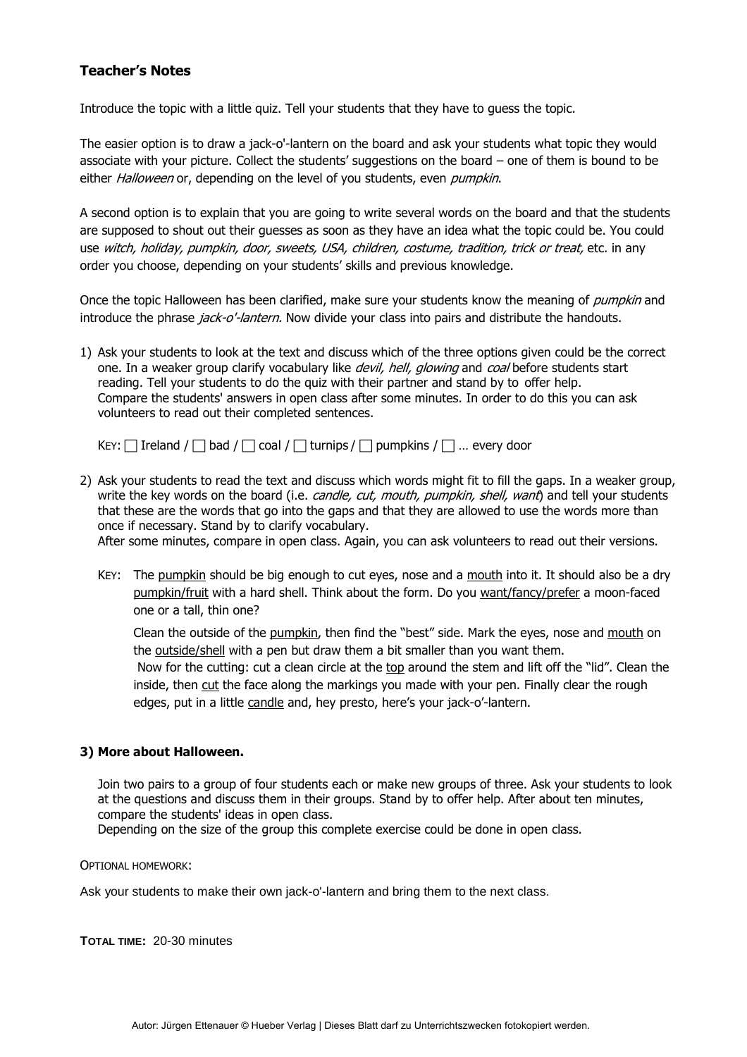## Teacher's Notes

Introduce the topic with a little quiz. Tell your students that they have to guess the topic.

The easier option is to draw a jack-o'-lantern on the board and ask your students what topic they would associate with your picture. Collect the students' suggestions on the board – one of them is bound to be either *Halloween* or, depending on the level of you students, even *pumpkin*.

A second option is to explain that you are going to write several words on the board and that the students are supposed to shout out their guesses as soon as they have an idea what the topic could be. You could use *witch, holiday, pumpkin, door, sweets, USA, children, costume, tradition, trick or treat,* etc. in any order you choose, depending on your students' skills and previous knowledge.

Once the topic Halloween has been clarified, make sure your students know the meaning of *pumpkin* and introduce the phrase *jack-o'-lantern.* Now divide your class into pairs and distribute the handouts.

1) Ask your students to look at the text and discuss which of the three options given could be the correct one. In a weaker group clarify vocabulary like *devil, hell, glowing* and *coal* before students start reading. Tell your students to do the quiz with their partner and stand by to offer help. Compare the students' answers in open class after some minutes. In order to do this you can ask volunteers to read out their completed sentences.

   KEY: ☐ Ireland / ☐ bad / ☐ coal / ☐ turnips / ☐ pumpkins / ☐ … every door

2) Ask your students to read the text and discuss which words might fit to fill the gaps. In a weaker group, write the key words on the board (i.e. *candle, cut, mouth, pumpkin, shell, want*) and tell your students that these are the words that go into the gaps and that they are allowed to use the words more than once if necessary. Stand by to clarify vocabulary.
   After some minutes, compare in open class. Again, you can ask volunteers to read out their versions.

   KEY: The pumpkin should be big enough to cut eyes, nose and a mouth into it. It should also be a dry pumpkin/fruit with a hard shell. Think about the form. Do you want/fancy/prefer a moon-faced one or a tall, thin one?

   Clean the outside of the pumpkin, then find the "best" side. Mark the eyes, nose and mouth on the outside/shell with a pen but draw them a bit smaller than you want them.
   Now for the cutting: cut a clean circle at the top around the stem and lift off the "lid". Clean the inside, then cut the face along the markings you made with your pen. Finally clear the rough edges, put in a little candle and, hey presto, here's your jack-o'-lantern.

### 3) More about Halloween.

Join two pairs to a group of four students each or make new groups of three. Ask your students to look at the questions and discuss them in their groups. Stand by to offer help. After about ten minutes, compare the students' ideas in open class.
Depending on the size of the group this complete exercise could be done in open class.

OPTIONAL HOMEWORK:

Ask your students to make their own jack-o'-lantern and bring them to the next class.

**TOTAL TIME:** 20-30 minutes

Autor: Jürgen Ettenauer © Hueber Verlag | Dieses Blatt darf zu Unterrichtszwecken fotokopiert werden.